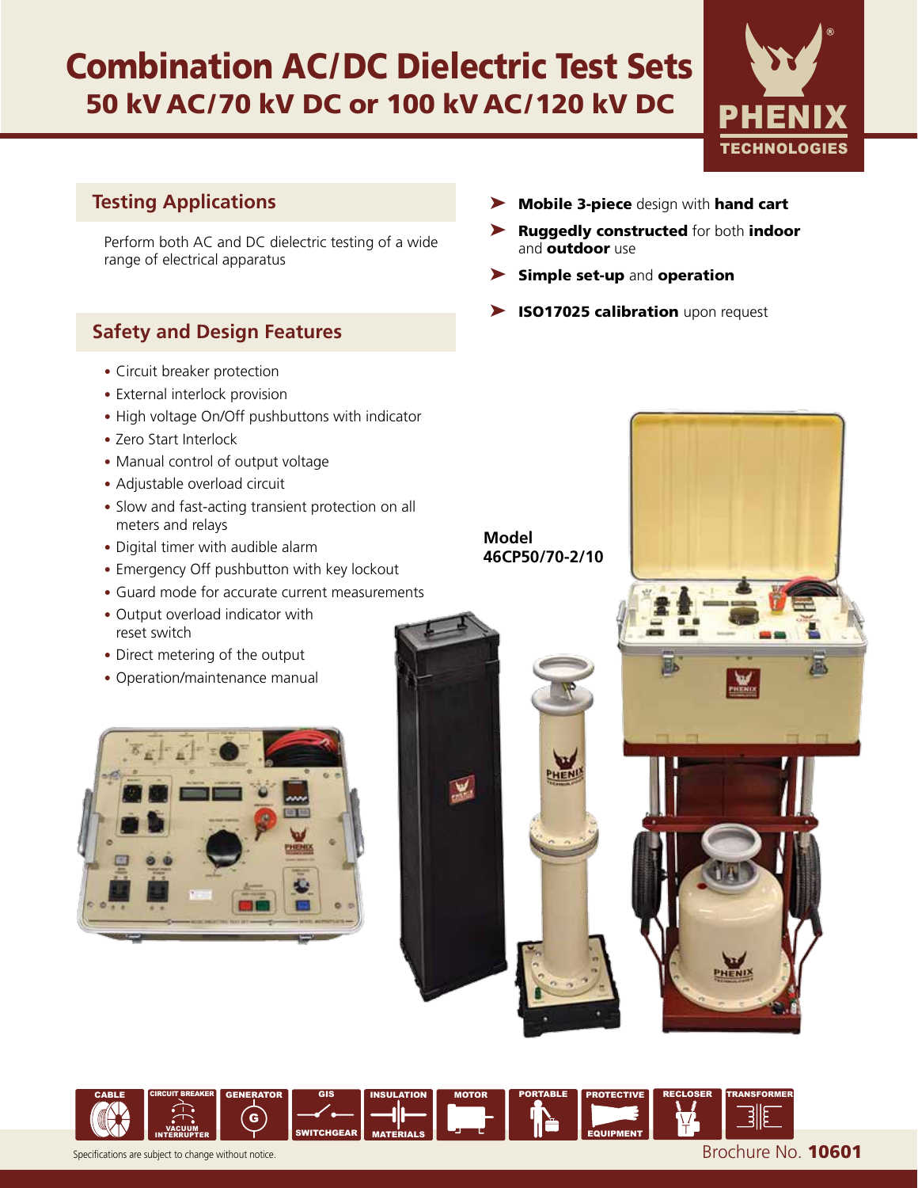# Combination AC/DC Dielectric Test Sets

## 50 kV AC/70 kV DC or 100 kV AC/120 kV DC

## Testing Applications

Perform both AC and DC dielectric testing of a wide range of electrical apparatus

- **Mobile 3-piece** design with **hand cart**
- **Ruggedly constructed** for both **indoor** and **outdoor** use
- **Simple set-up** and **operation**
- **ISO17025 calibration** upon request

## Safety and Design Features

- Circuit breaker protection
- External interlock provision
- High voltage On/Off pushbuttons with indicator
- Zero Start Interlock
- Manual control of output voltage
- Adjustable overload circuit
- Slow and fast-acting transient protection on all meters and relays
- Digital timer with audible alarm
- Emergency Off pushbutton with key lockout
- Guard mode for accurate current measurements
- Output overload indicator with reset switch
- Direct metering of the output
- Operation/maintenance manual

**Model 46CP50/70-2/10**

CABLE | CIRCUIT BREAKER VACUUM INTERRUPTER | GENERATOR | GIS SWITCHGEAR | INSULATION MATERIALS | MOTOR | PORTABLE | PROTECTIVE EQUIPMENT | RECLOSER | TRANSFORMER

Specifications are subject to change without notice.

Brochure No. **10601**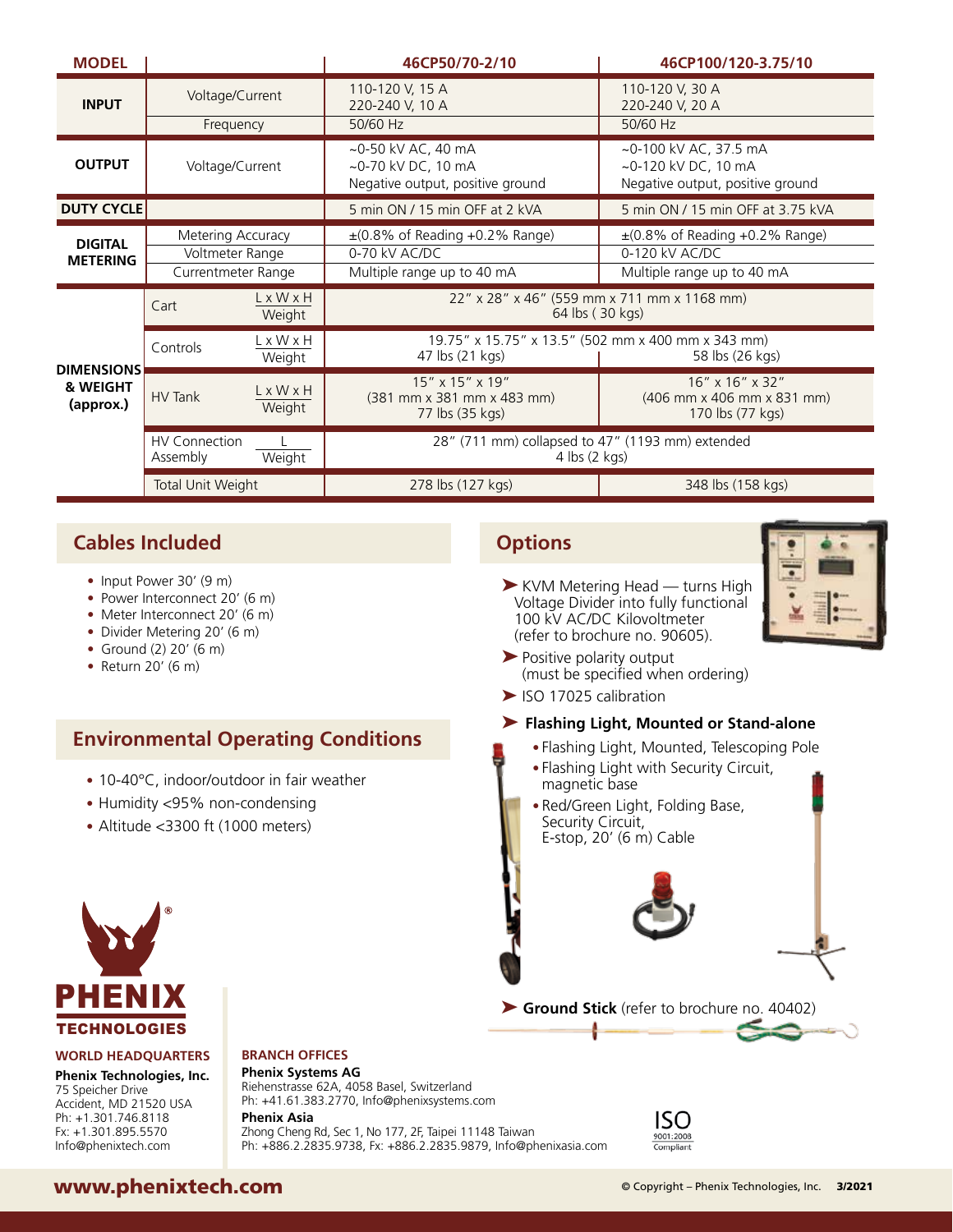| MODEL | | | 46CP50/70-2/10 | 46CP100/120-3.75/10 |
|---|---|---|---|---|
| INPUT | Voltage/Current | | 110-120 V, 15 A<br>220-240 V, 10 A | 110-120 V, 30 A<br>220-240 V, 20 A |
| | Frequency | | 50/60 Hz | 50/60 Hz |
| OUTPUT | Voltage/Current | | ~0-50 kV AC, 40 mA<br>~0-70 kV DC, 10 mA<br>Negative output, positive ground | ~0-100 kV AC, 37.5 mA<br>~0-120 kV DC, 10 mA<br>Negative output, positive ground |
| DUTY CYCLE | | | 5 min ON / 15 min OFF at 2 kVA | 5 min ON / 15 min OFF at 3.75 kVA |
| DIGITAL METERING | Metering Accuracy | | ±(0.8% of Reading +0.2% Range) | ±(0.8% of Reading +0.2% Range) |
| | Voltmeter Range | | 0-70 kV AC/DC | 0-120 kV AC/DC |
| | Currentmeter Range | | Multiple range up to 40 mA | Multiple range up to 40 mA |
| DIMENSIONS & WEIGHT (approx.) | Cart | L x W x H<br>Weight | 22" x 28" x 46" (559 mm x 711 mm x 1168 mm)<br>64 lbs ( 30 kgs) | |
| | Controls | L x W x H<br>Weight | 19.75" x 15.75" x 13.5" (502 mm x 400 mm x 343 mm)<br>47 lbs (21 kgs) | 58 lbs (26 kgs) |
| | HV Tank | L x W x H<br>Weight | 15" x 15" x 19"<br>(381 mm x 381 mm x 483 mm)<br>77 lbs (35 kgs) | 16" x 16" x 32"<br>(406 mm x 406 mm x 831 mm)<br>170 lbs (77 kgs) |
| | HV Connection Assembly | L<br>Weight | 28" (711 mm) collapsed to 47" (1193 mm) extended<br>4 lbs (2 kgs) | |
| | Total Unit Weight | | 278 lbs (127 kgs) | 348 lbs (158 kgs) |

## Cables Included

- Input Power 30' (9 m)
- Power Interconnect 20' (6 m)
- Meter Interconnect 20' (6 m)
- Divider Metering 20' (6 m)
- Ground (2) 20' (6 m)
- Return 20' (6 m)

## Environmental Operating Conditions

- 10-40°C, indoor/outdoor in fair weather
- Humidity <95% non-condensing
- Altitude <3300 ft (1000 meters)

## Options

- KVM Metering Head — turns High Voltage Divider into fully functional 100 kV AC/DC Kilovoltmeter (refer to brochure no. 90605).
- Positive polarity output (must be specified when ordering)
- ISO 17025 calibration
- **Flashing Light, Mounted or Stand-alone**
  - Flashing Light, Mounted, Telescoping Pole
  - Flashing Light with Security Circuit, magnetic base
  - Red/Green Light, Folding Base, Security Circuit, E-stop, 20' (6 m) Cable
- **Ground Stick** (refer to brochure no. 40402)

PHENIX® TECHNOLOGIES

**WORLD HEADQUARTERS**

**Phenix Technologies, Inc.**
75 Speicher Drive
Accident, MD 21520 USA
Ph: +1.301.746.8118
Fx: +1.301.895.5570
Info@phenixtech.com

**BRANCH OFFICES**

**Phenix Systems AG**
Riehenstrasse 62A, 4058 Basel, Switzerland
Ph: +41.61.383.2770, Info@phenixsystems.com

**Phenix Asia**
Zhong Cheng Rd, Sec 1, No 177, 2F, Taipei 11148 Taiwan
Ph: +886.2.2835.9738, Fx: +886.2.2835.9879, Info@phenixasia.com

ISO 9001:2008 Compliant

**www.phenixtech.com**

© Copyright – Phenix Technologies, Inc. 3/2021